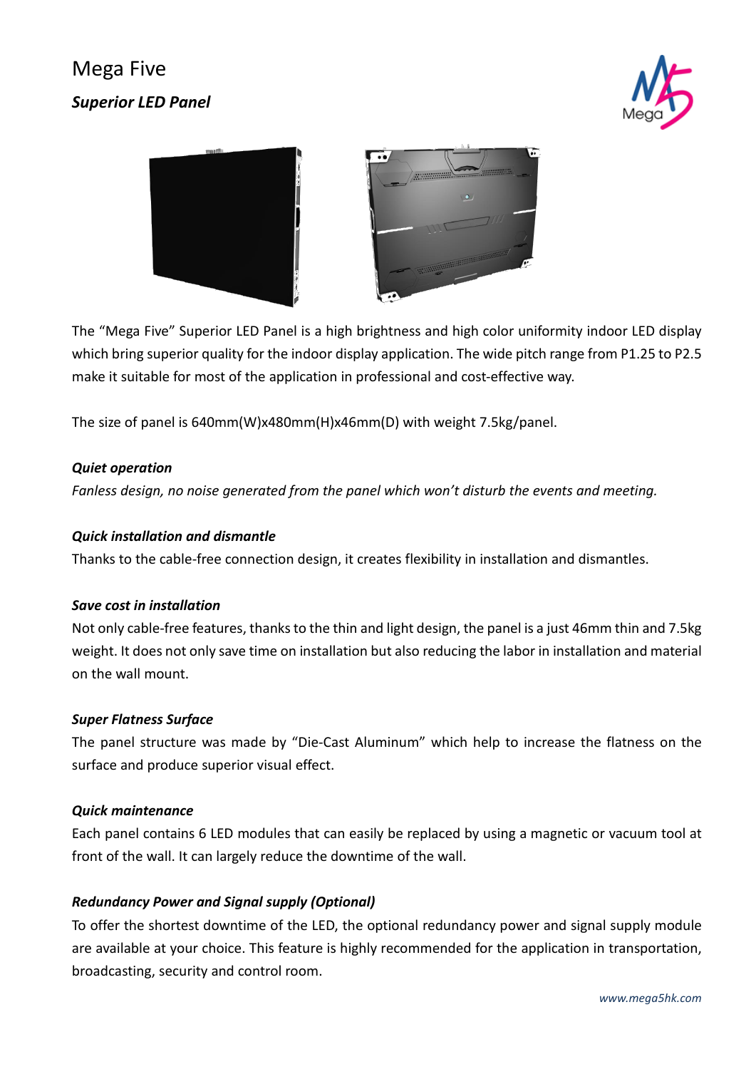# Mega Five

***Superior LED Panel***

The "Mega Five" Superior LED Panel is a high brightness and high color uniformity indoor LED display which bring superior quality for the indoor display application. The wide pitch range from P1.25 to P2.5 make it suitable for most of the application in professional and cost-effective way.

The size of panel is 640mm(W)x480mm(H)x46mm(D) with weight 7.5kg/panel.

***Quiet operation***

*Fanless design, no noise generated from the panel which won't disturb the events and meeting.*

***Quick installation and dismantle***

Thanks to the cable-free connection design, it creates flexibility in installation and dismantles.

***Save cost in installation***

Not only cable-free features, thanks to the thin and light design, the panel is a just 46mm thin and 7.5kg weight. It does not only save time on installation but also reducing the labor in installation and material on the wall mount.

***Super Flatness Surface***

The panel structure was made by "Die-Cast Aluminum" which help to increase the flatness on the surface and produce superior visual effect.

***Quick maintenance***

Each panel contains 6 LED modules that can easily be replaced by using a magnetic or vacuum tool at front of the wall. It can largely reduce the downtime of the wall.

***Redundancy Power and Signal supply (Optional)***

To offer the shortest downtime of the LED, the optional redundancy power and signal supply module are available at your choice. This feature is highly recommended for the application in transportation, broadcasting, security and control room.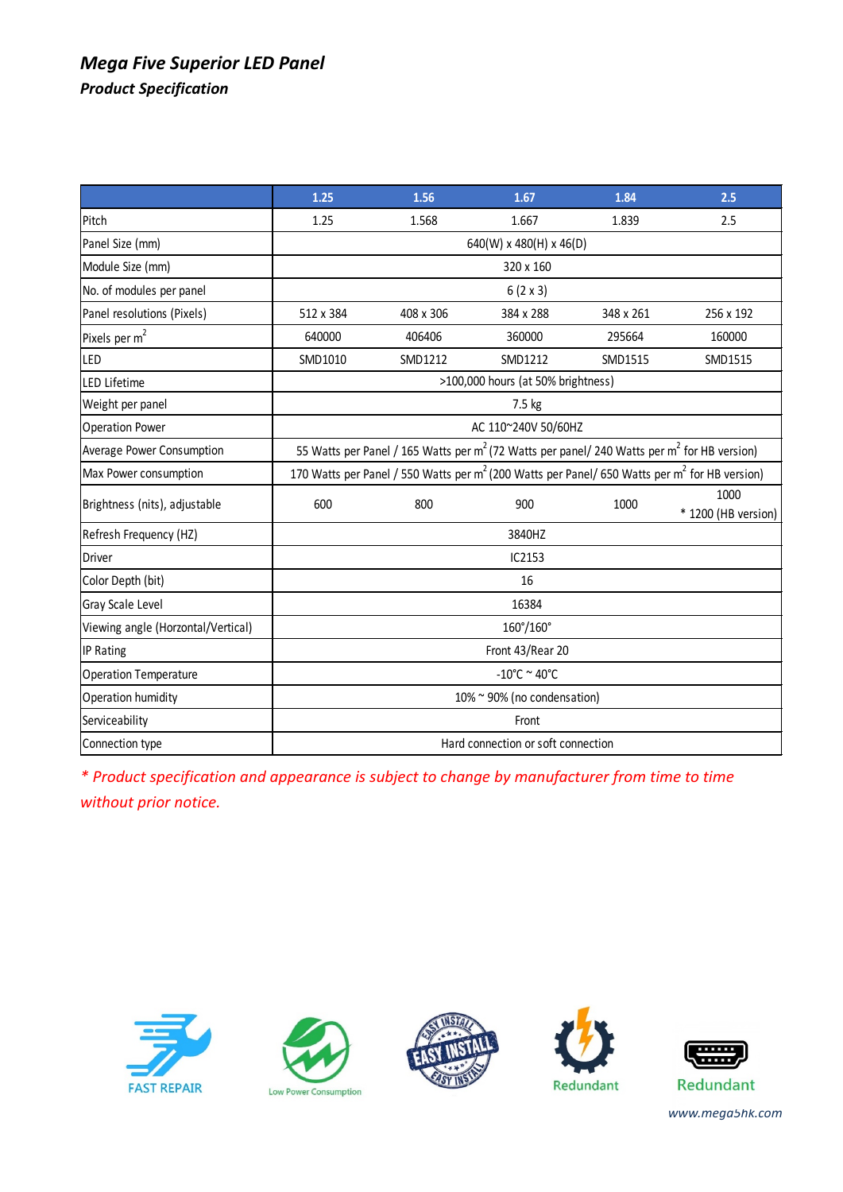***Mega Five Superior LED Panel***

***Product Specification***

| | 1.25 | 1.56 | 1.67 | 1.84 | 2.5 |
|---|---|---|---|---|---|
| Pitch | 1.25 | 1.568 | 1.667 | 1.839 | 2.5 |
| Panel Size (mm) | 640(W) x 480(H) x 46(D) | | | | |
| Module Size (mm) | 320 x 160 | | | | |
| No. of modules per panel | 6 (2 x 3) | | | | |
| Panel resolutions (Pixels) | 512 x 384 | 408 x 306 | 384 x 288 | 348 x 261 | 256 x 192 |
| Pixels per $m^2$ | 640000 | 406406 | 360000 | 295664 | 160000 |
| LED | SMD1010 | SMD1212 | SMD1212 | SMD1515 | SMD1515 |
| LED Lifetime | >100,000 hours (at 50% brightness) | | | | |
| Weight per panel | 7.5 kg | | | | |
| Operation Power | AC 110~240V 50/60HZ | | | | |
| Average Power Consumption | 55 Watts per Panel / 165 Watts per $m^2$ (72 Watts per panel/ 240 Watts per $m^2$ for HB version) | | | | |
| Max Power consumption | 170 Watts per Panel / 550 Watts per $m^2$ (200 Watts per Panel/ 650 Watts per $m^2$ for HB version) | | | | |
| Brightness (nits), adjustable | 600 | 800 | 900 | 1000 | 1000 * 1200 (HB version) |
| Refresh Frequency (HZ) | 3840HZ | | | | |
| Driver | IC2153 | | | | |
| Color Depth (bit) | 16 | | | | |
| Gray Scale Level | 16384 | | | | |
| Viewing angle (Horzontal/Vertical) | 160°/160° | | | | |
| IP Rating | Front 43/Rear 20 | | | | |
| Operation Temperature | -10°C ~ 40°C | | | | |
| Operation humidity | 10% ~ 90% (no condensation) | | | | |
| Serviceability | Front | | | | |
| Connection type | Hard connection or soft connection | | | | |

*\* Product specification and appearance is subject to change by manufacturer from time to time without prior notice.*

FAST REPAIR

Low Power Consumption

EASY INSTALL

Redundant

Redundant

www.mega5hk.com